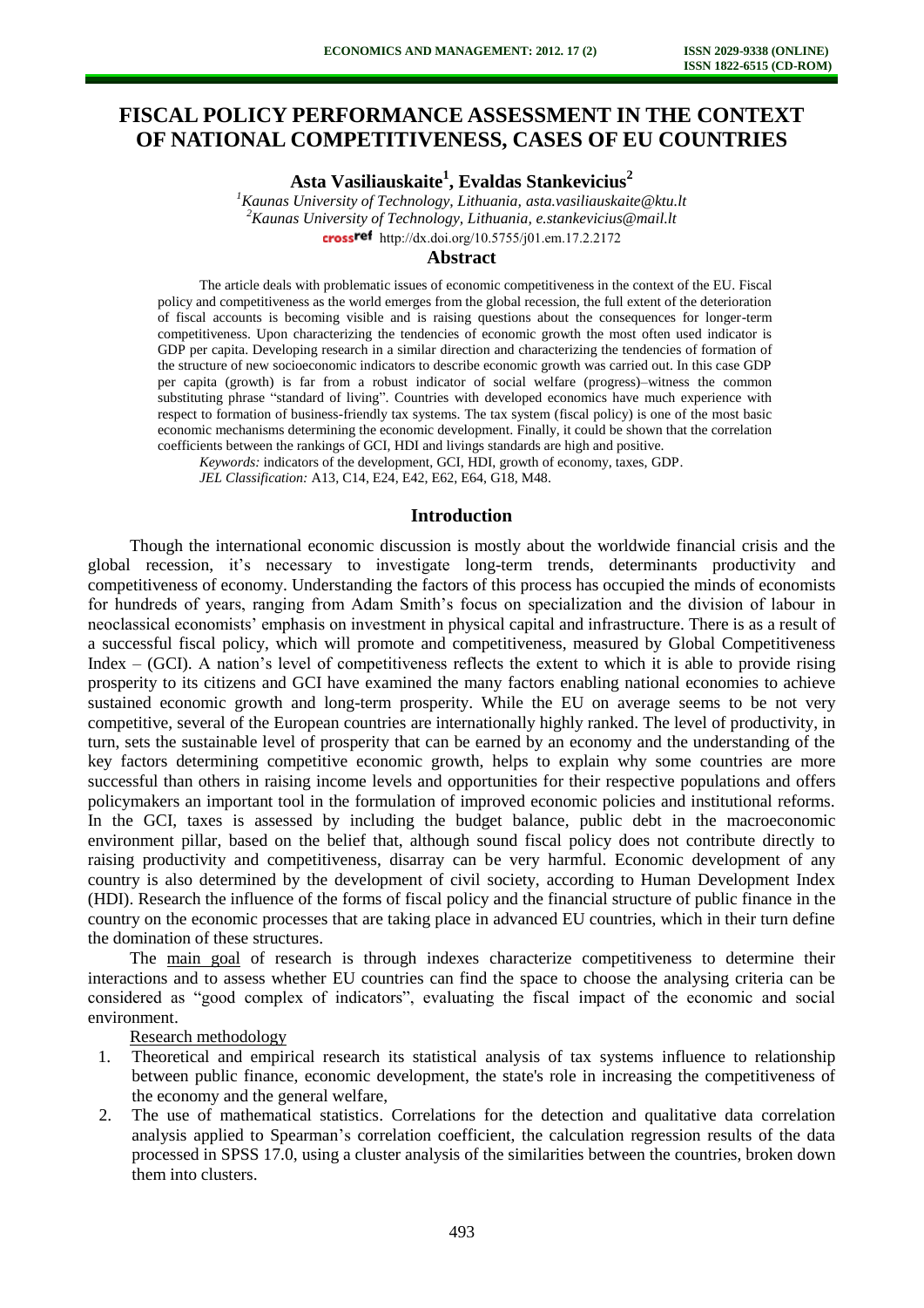# FISCAL POLICY PERFORMANCE ASSESSMENT IN THE CONTEXT OF NATIONAL COMPETITIVENESS, CASES OF EU COUNTRIES

**Asta Vasiliauskaite[1], Evaldas Stankevicius[2]**

*[1]Kaunas University of Technology, Lithuania, asta.vasiliauskaite@ktu.lt*
*[2]Kaunas University of Technology, Lithuania, e.stankevicius@mail.lt*
http://dx.doi.org/10.5755/j01.em.17.2.2172

## Abstract

The article deals with problematic issues of economic competitiveness in the context of the EU. Fiscal policy and competitiveness as the world emerges from the global recession, the full extent of the deterioration of fiscal accounts is becoming visible and is raising questions about the consequences for longer-term competitiveness. Upon characterizing the tendencies of economic growth the most often used indicator is GDP per capita. Developing research in a similar direction and characterizing the tendencies of formation of the structure of new socioeconomic indicators to describe economic growth was carried out. In this case GDP per capita (growth) is far from a robust indicator of social welfare (progress)–witness the common substituting phrase "standard of living". Countries with developed economics have much experience with respect to formation of business-friendly tax systems. The tax system (fiscal policy) is one of the most basic economic mechanisms determining the economic development. Finally, it could be shown that the correlation coefficients between the rankings of GCI, HDI and livings standards are high and positive.

*Keywords:* indicators of the development, GCI, HDI, growth of economy, taxes, GDP.

*JEL Classification:* A13, C14, E24, E42, E62, E64, G18, M48.

## Introduction

Though the international economic discussion is mostly about the worldwide financial crisis and the global recession, it's necessary to investigate long-term trends, determinants productivity and competitiveness of economy. Understanding the factors of this process has occupied the minds of economists for hundreds of years, ranging from Adam Smith's focus on specialization and the division of labour in neoclassical economists' emphasis on investment in physical capital and infrastructure. There is as a result of a successful fiscal policy, which will promote and competitiveness, measured by Global Competitiveness Index – (GCI). A nation's level of competitiveness reflects the extent to which it is able to provide rising prosperity to its citizens and GCI have examined the many factors enabling national economies to achieve sustained economic growth and long-term prosperity. While the EU on average seems to be not very competitive, several of the European countries are internationally highly ranked. The level of productivity, in turn, sets the sustainable level of prosperity that can be earned by an economy and the understanding of the key factors determining competitive economic growth, helps to explain why some countries are more successful than others in raising income levels and opportunities for their respective populations and offers policymakers an important tool in the formulation of improved economic policies and institutional reforms. In the GCI, taxes is assessed by including the budget balance, public debt in the macroeconomic environment pillar, based on the belief that, although sound fiscal policy does not contribute directly to raising productivity and competitiveness, disarray can be very harmful. Economic development of any country is also determined by the development of civil society, according to Human Development Index (HDI). Research the influence of the forms of fiscal policy and the financial structure of public finance in the country on the economic processes that are taking place in advanced EU countries, which in their turn define the domination of these structures.

The main goal of research is through indexes characterize competitiveness to determine their interactions and to assess whether EU countries can find the space to choose the analysing criteria can be considered as "good complex of indicators", evaluating the fiscal impact of the economic and social environment.

Research methodology

1. Theoretical and empirical research its statistical analysis of tax systems influence to relationship between public finance, economic development, the state's role in increasing the competitiveness of the economy and the general welfare,
2. The use of mathematical statistics. Correlations for the detection and qualitative data correlation analysis applied to Spearman's correlation coefficient, the calculation regression results of the data processed in SPSS 17.0, using a cluster analysis of the similarities between the countries, broken down them into clusters.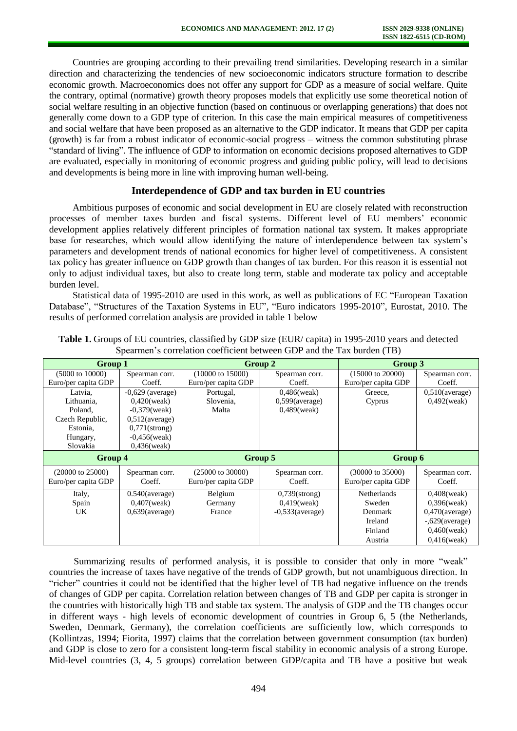Countries are grouping according to their prevailing trend similarities. Developing research in a similar direction and characterizing the tendencies of new socioeconomic indicators structure formation to describe economic growth. Macroeconomics does not offer any support for GDP as a measure of social welfare. Quite the contrary, optimal (normative) growth theory proposes models that explicitly use some theoretical notion of social welfare resulting in an objective function (based on continuous or overlapping generations) that does not generally come down to a GDP type of criterion. In this case the main empirical measures of competitiveness and social welfare that have been proposed as an alternative to the GDP indicator. It means that GDP per capita (growth) is far from a robust indicator of economic-social progress – witness the common substituting phrase "standard of living". The influence of GDP to information on economic decisions proposed alternatives to GDP are evaluated, especially in monitoring of economic progress and guiding public policy, will lead to decisions and developments is being more in line with improving human well-being.

## Interdependence of GDP and tax burden in EU countries

Ambitious purposes of economic and social development in EU are closely related with reconstruction processes of member taxes burden and fiscal systems. Different level of EU members' economic development applies relatively different principles of formation national tax system. It makes appropriate base for researches, which would allow identifying the nature of interdependence between tax system's parameters and development trends of national economics for higher level of competitiveness. A consistent tax policy has greater influence on GDP growth than changes of tax burden. For this reason it is essential not only to adjust individual taxes, but also to create long term, stable and moderate tax policy and acceptable burden level.

Statistical data of 1995-2010 are used in this work, as well as publications of EC "European Taxation Database", "Structures of the Taxation Systems in EU", "Euro indicators 1995-2010", Eurostat, 2010. The results of performed correlation analysis are provided in table 1 below

**Table 1.** Groups of EU countries, classified by GDP size (EUR/ capita) in 1995-2010 years and detected Spearmen's correlation coefficient between GDP and the Tax burden (TB)

| Group 1 | | Group 2 | | Group 3 | |
|---|---|---|---|---|---|
| (5000 to 10000) Euro/per capita GDP | Spearman corr. Coeff. | (10000 to 15000) Euro/per capita GDP | Spearman corr. Coeff. | (15000 to 20000) Euro/per capita GDP | Spearman corr. Coeff. |
| Latvia,<br>Lithuania,<br>Poland,<br>Czech Republic,<br>Estonia,<br>Hungary,<br>Slovakia | -0,629 (average)<br>0,420(weak)<br>-0,379(weak)<br>0,512(average)<br>0,771(strong)<br>-0,456(weak)<br>0,436(weak) | Portugal,<br>Slovenia,<br>Malta | 0,486(weak)<br>0,599(average)<br>0,489(weak) | Greece,<br>Cyprus | 0,510(average)<br>0,492(weak) |
| **Group 4** | | **Group 5** | | **Group 6** | |
| (20000 to 25000) Euro/per capita GDP | Spearman corr. Coeff. | (25000 to 30000) Euro/per capita GDP | Spearman corr. Coeff. | (30000 to 35000) Euro/per capita GDP | Spearman corr. Coeff. |
| Italy,<br>Spain<br>UK | 0.540(average)<br>0,407(weak)<br>0,639(average) | Belgium<br>Germany<br>France | 0,739(strong)<br>0,419(weak)<br>-0,533(average) | Netherlands<br>Sweden<br>Denmark<br>Ireland<br>Finland<br>Austria | 0,408(weak)<br>0,396(weak)<br>0,470(average)<br>-,629(average)<br>0,460(weak)<br>0,416(weak) |

Summarizing results of performed analysis, it is possible to consider that only in more "weak" countries the increase of taxes have negative of the trends of GDP growth, but not unambiguous direction. In "richer" countries it could not be identified that the higher level of TB had negative influence on the trends of changes of GDP per capita. Correlation relation between changes of TB and GDP per capita is stronger in the countries with historically high TB and stable tax system. The analysis of GDP and the TB changes occur in different ways - high levels of economic development of countries in Group 6, 5 (the Netherlands, Sweden, Denmark, Germany), the correlation coefficients are sufficiently low, which corresponds to (Kollintzas, 1994; Fiorita, 1997) claims that the correlation between government consumption (tax burden) and GDP is close to zero for a consistent long-term fiscal stability in economic analysis of a strong Europe. Mid-level countries (3, 4, 5 groups) correlation between GDP/capita and TB have a positive but weak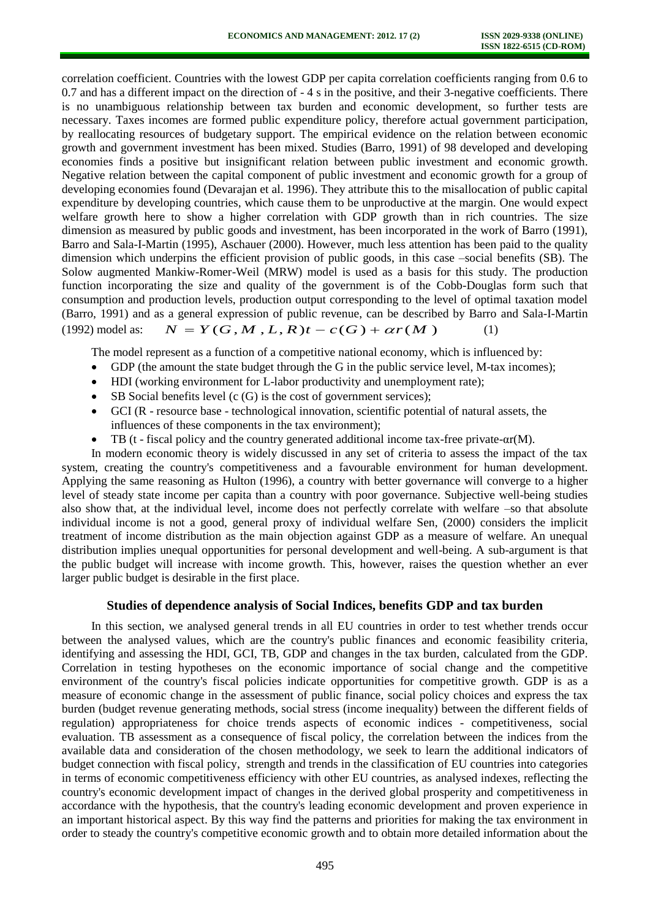correlation coefficient. Countries with the lowest GDP per capita correlation coefficients ranging from 0.6 to 0.7 and has a different impact on the direction of - 4 s in the positive, and their 3-negative coefficients. There is no unambiguous relationship between tax burden and economic development, so further tests are necessary. Taxes incomes are formed public expenditure policy, therefore actual government participation, by reallocating resources of budgetary support. The empirical evidence on the relation between economic growth and government investment has been mixed. Studies (Barro, 1991) of 98 developed and developing economies finds a positive but insignificant relation between public investment and economic growth. Negative relation between the capital component of public investment and economic growth for a group of developing economies found (Devarajan et al. 1996). They attribute this to the misallocation of public capital expenditure by developing countries, which cause them to be unproductive at the margin. One would expect welfare growth here to show a higher correlation with GDP growth than in rich countries. The size dimension as measured by public goods and investment, has been incorporated in the work of Barro (1991), Barro and Sala-I-Martin (1995), Aschauer (2000). However, much less attention has been paid to the quality dimension which underpins the efficient provision of public goods, in this case –social benefits (SB). The Solow augmented Mankiw-Romer-Weil (MRW) model is used as a basis for this study. The production function incorporating the size and quality of the government is of the Cobb-Douglas form such that consumption and production levels, production output corresponding to the level of optimal taxation model (Barro, 1991) and as a general expression of public revenue, can be described by Barro and Sala-I-Martin (1992) model as:

$$N = Y(G, M, L, R)t - c(G) + \alpha r(M) \tag{1}$$

The model represent as a function of a competitive national economy, which is influenced by:

- GDP (the amount the state budget through the G in the public service level, M-tax incomes);
- HDI (working environment for L-labor productivity and unemployment rate);
- SB Social benefits level (c (G) is the cost of government services);
- GCI (R - resource base - technological innovation, scientific potential of natural assets, the influences of these components in the tax environment);
- TB (t - fiscal policy and the country generated additional income tax-free private-$\alpha r(M)$.

In modern economic theory is widely discussed in any set of criteria to assess the impact of the tax system, creating the country's competitiveness and a favourable environment for human development. Applying the same reasoning as Hulton (1996), a country with better governance will converge to a higher level of steady state income per capita than a country with poor governance. Subjective well-being studies also show that, at the individual level, income does not perfectly correlate with welfare –so that absolute individual income is not a good, general proxy of individual welfare Sen, (2000) considers the implicit treatment of income distribution as the main objection against GDP as a measure of welfare. An unequal distribution implies unequal opportunities for personal development and well-being. A sub-argument is that the public budget will increase with income growth. This, however, raises the question whether an ever larger public budget is desirable in the first place.

## Studies of dependence analysis of Social Indices, benefits GDP and tax burden

In this section, we analysed general trends in all EU countries in order to test whether trends occur between the analysed values, which are the country's public finances and economic feasibility criteria, identifying and assessing the HDI, GCI, TB, GDP and changes in the tax burden, calculated from the GDP. Correlation in testing hypotheses on the economic importance of social change and the competitive environment of the country's fiscal policies indicate opportunities for competitive growth. GDP is as a measure of economic change in the assessment of public finance, social policy choices and express the tax burden (budget revenue generating methods, social stress (income inequality) between the different fields of regulation) appropriateness for choice trends aspects of economic indices - competitiveness, social evaluation. TB assessment as a consequence of fiscal policy, the correlation between the indices from the available data and consideration of the chosen methodology, we seek to learn the additional indicators of budget connection with fiscal policy, strength and trends in the classification of EU countries into categories in terms of economic competitiveness efficiency with other EU countries, as analysed indexes, reflecting the country's economic development impact of changes in the derived global prosperity and competitiveness in accordance with the hypothesis, that the country's leading economic development and proven experience in an important historical aspect. By this way find the patterns and priorities for making the tax environment in order to steady the country's competitive economic growth and to obtain more detailed information about the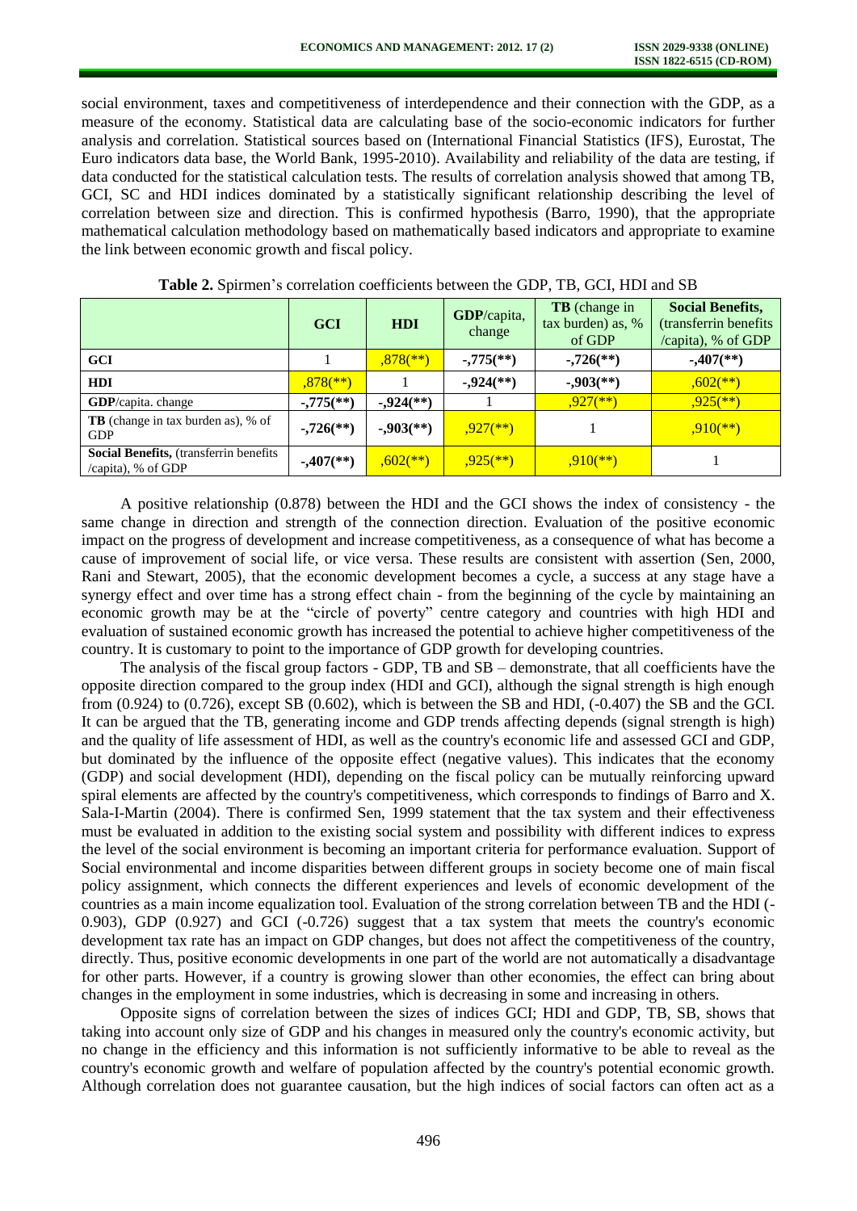social environment, taxes and competitiveness of interdependence and their connection with the GDP, as a measure of the economy. Statistical data are calculating base of the socio-economic indicators for further analysis and correlation. Statistical sources based on (International Financial Statistics (IFS), Eurostat, The Euro indicators data base, the World Bank, 1995-2010). Availability and reliability of the data are testing, if data conducted for the statistical calculation tests. The results of correlation analysis showed that among TB, GCI, SC and HDI indices dominated by a statistically significant relationship describing the level of correlation between size and direction. This is confirmed hypothesis (Barro, 1990), that the appropriate mathematical calculation methodology based on mathematically based indicators and appropriate to examine the link between economic growth and fiscal policy.

**Table 2.** Spirmen's correlation coefficients between the GDP, TB, GCI, HDI and SB

| | GCI | HDI | GDP/capita, change | TB (change in tax burden) as, % of GDP | Social Benefits, (transferrin benefits /capita), % of GDP |
|---|---|---|---|---|---|
| **GCI** | 1 | ,878(**) | **-,775(**)** | **-,726(**)** | **-,407(**)** |
| **HDI** | ,878(**) | 1 | **-,924(**)** | **-,903(**)** | ,602(**) |
| **GDP**/capita. change | **-,775(**)** | **-,924(**)** | 1 | ,927(**) | ,925(**) |
| **TB** (change in tax burden as), % of GDP | **-,726(**)** | **-,903(**)** | ,927(**) | 1 | ,910(**) |
| **Social Benefits,** (transferrin benefits /capita), % of GDP | **-,407(**)** | ,602(**) | ,925(**) | ,910(**) | 1 |

A positive relationship (0.878) between the HDI and the GCI shows the index of consistency - the same change in direction and strength of the connection direction. Evaluation of the positive economic impact on the progress of development and increase competitiveness, as a consequence of what has become a cause of improvement of social life, or vice versa. These results are consistent with assertion (Sen, 2000, Rani and Stewart, 2005), that the economic development becomes a cycle, a success at any stage have a synergy effect and over time has a strong effect chain - from the beginning of the cycle by maintaining an economic growth may be at the "circle of poverty" centre category and countries with high HDI and evaluation of sustained economic growth has increased the potential to achieve higher competitiveness of the country. It is customary to point to the importance of GDP growth for developing countries.

The analysis of the fiscal group factors - GDP, TB and SB – demonstrate, that all coefficients have the opposite direction compared to the group index (HDI and GCI), although the signal strength is high enough from (0.924) to (0.726), except SB (0.602), which is between the SB and HDI, (-0.407) the SB and the GCI. It can be argued that the TB, generating income and GDP trends affecting depends (signal strength is high) and the quality of life assessment of HDI, as well as the country's economic life and assessed GCI and GDP, but dominated by the influence of the opposite effect (negative values). This indicates that the economy (GDP) and social development (HDI), depending on the fiscal policy can be mutually reinforcing upward spiral elements are affected by the country's competitiveness, which corresponds to findings of Barro and X. Sala-I-Martin (2004). There is confirmed Sen, 1999 statement that the tax system and their effectiveness must be evaluated in addition to the existing social system and possibility with different indices to express the level of the social environment is becoming an important criteria for performance evaluation. Support of Social environmental and income disparities between different groups in society become one of main fiscal policy assignment, which connects the different experiences and levels of economic development of the countries as a main income equalization tool. Evaluation of the strong correlation between TB and the HDI (-0.903), GDP (0.927) and GCI (-0.726) suggest that a tax system that meets the country's economic development tax rate has an impact on GDP changes, but does not affect the competitiveness of the country, directly. Thus, positive economic developments in one part of the world are not automatically a disadvantage for other parts. However, if a country is growing slower than other economies, the effect can bring about changes in the employment in some industries, which is decreasing in some and increasing in others.

Opposite signs of correlation between the sizes of indices GCI; HDI and GDP, TB, SB, shows that taking into account only size of GDP and his changes in measured only the country's economic activity, but no change in the efficiency and this information is not sufficiently informative to be able to reveal as the country's economic growth and welfare of population affected by the country's potential economic growth. Although correlation does not guarantee causation, but the high indices of social factors can often act as a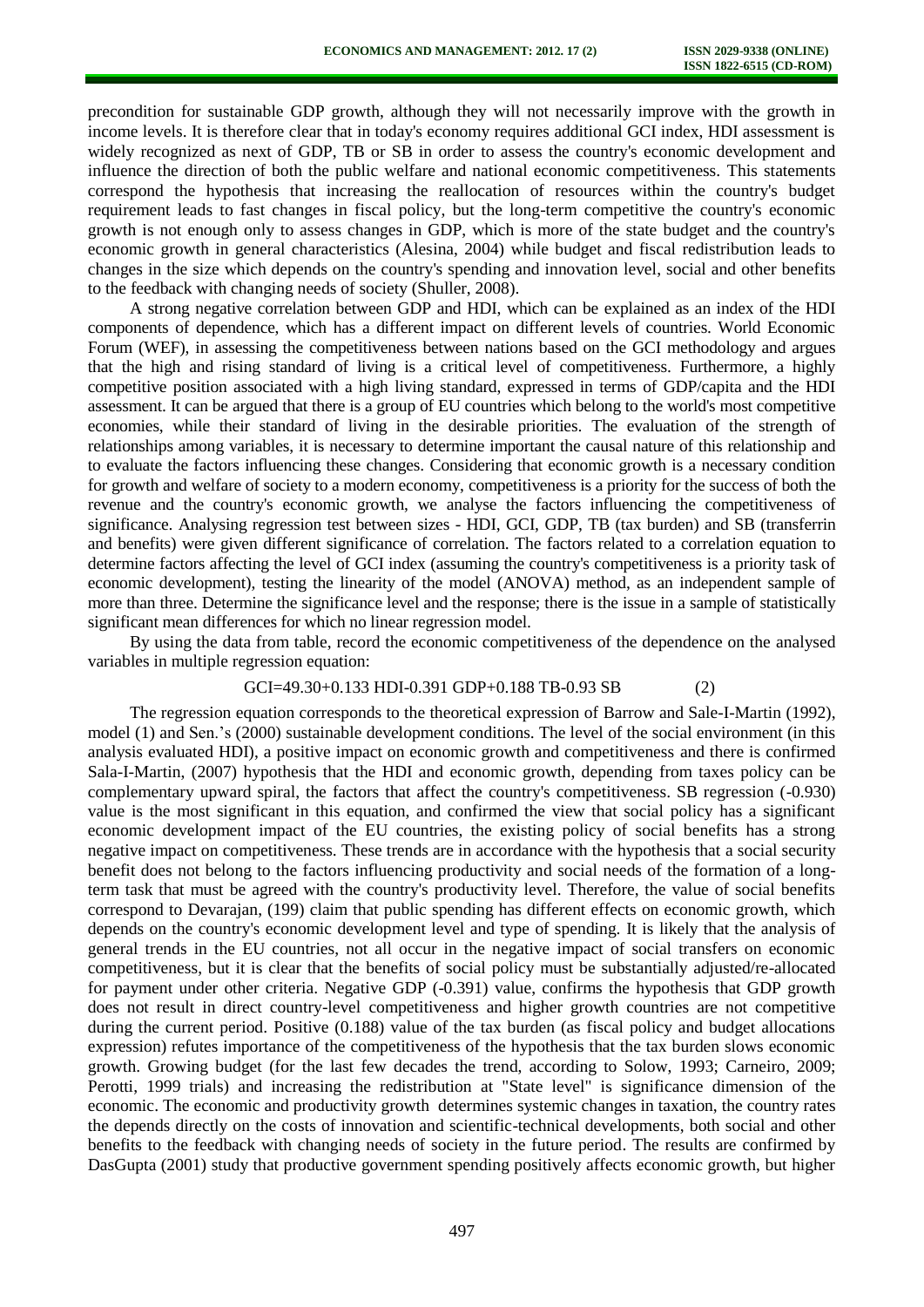precondition for sustainable GDP growth, although they will not necessarily improve with the growth in income levels. It is therefore clear that in today's economy requires additional GCI index, HDI assessment is widely recognized as next of GDP, TB or SB in order to assess the country's economic development and influence the direction of both the public welfare and national economic competitiveness. This statements correspond the hypothesis that increasing the reallocation of resources within the country's budget requirement leads to fast changes in fiscal policy, but the long-term competitive the country's economic growth is not enough only to assess changes in GDP, which is more of the state budget and the country's economic growth in general characteristics (Alesina, 2004) while budget and fiscal redistribution leads to changes in the size which depends on the country's spending and innovation level, social and other benefits to the feedback with changing needs of society (Shuller, 2008).

A strong negative correlation between GDP and HDI, which can be explained as an index of the HDI components of dependence, which has a different impact on different levels of countries. World Economic Forum (WEF), in assessing the competitiveness between nations based on the GCI methodology and argues that the high and rising standard of living is a critical level of competitiveness. Furthermore, a highly competitive position associated with a high living standard, expressed in terms of GDP/capita and the HDI assessment. It can be argued that there is a group of EU countries which belong to the world's most competitive economies, while their standard of living in the desirable priorities. The evaluation of the strength of relationships among variables, it is necessary to determine important the causal nature of this relationship and to evaluate the factors influencing these changes. Considering that economic growth is a necessary condition for growth and welfare of society to a modern economy, competitiveness is a priority for the success of both the revenue and the country's economic growth, we analyse the factors influencing the competitiveness of significance. Analysing regression test between sizes - HDI, GCI, GDP, TB (tax burden) and SB (transferrin and benefits) were given different significance of correlation. The factors related to a correlation equation to determine factors affecting the level of GCI index (assuming the country's competitiveness is a priority task of economic development), testing the linearity of the model (ANOVA) method, as an independent sample of more than three. Determine the significance level and the response; there is the issue in a sample of statistically significant mean differences for which no linear regression model.

By using the data from table, record the economic competitiveness of the dependence on the analysed variables in multiple regression equation:

$$GCI=49.30+0.133\ HDI-0.391\ GDP+0.188\ TB-0.93\ SB \qquad (2)$$

The regression equation corresponds to the theoretical expression of Barrow and Sale-I-Martin (1992), model (1) and Sen.'s (2000) sustainable development conditions. The level of the social environment (in this analysis evaluated HDI), a positive impact on economic growth and competitiveness and there is confirmed Sala-I-Martin, (2007) hypothesis that the HDI and economic growth, depending from taxes policy can be complementary upward spiral, the factors that affect the country's competitiveness. SB regression (-0.930) value is the most significant in this equation, and confirmed the view that social policy has a significant economic development impact of the EU countries, the existing policy of social benefits has a strong negative impact on competitiveness. These trends are in accordance with the hypothesis that a social security benefit does not belong to the factors influencing productivity and social needs of the formation of a long-term task that must be agreed with the country's productivity level. Therefore, the value of social benefits correspond to Devarajan, (199) claim that public spending has different effects on economic growth, which depends on the country's economic development level and type of spending. It is likely that the analysis of general trends in the EU countries, not all occur in the negative impact of social transfers on economic competitiveness, but it is clear that the benefits of social policy must be substantially adjusted/re-allocated for payment under other criteria. Negative GDP (-0.391) value, confirms the hypothesis that GDP growth does not result in direct country-level competitiveness and higher growth countries are not competitive during the current period. Positive (0.188) value of the tax burden (as fiscal policy and budget allocations expression) refutes importance of the competitiveness of the hypothesis that the tax burden slows economic growth. Growing budget (for the last few decades the trend, according to Solow, 1993; Carneiro, 2009; Perotti, 1999 trials) and increasing the redistribution at "State level" is significance dimension of the economic. The economic and productivity growth determines systemic changes in taxation, the country rates the depends directly on the costs of innovation and scientific-technical developments, both social and other benefits to the feedback with changing needs of society in the future period. The results are confirmed by DasGupta (2001) study that productive government spending positively affects economic growth, but higher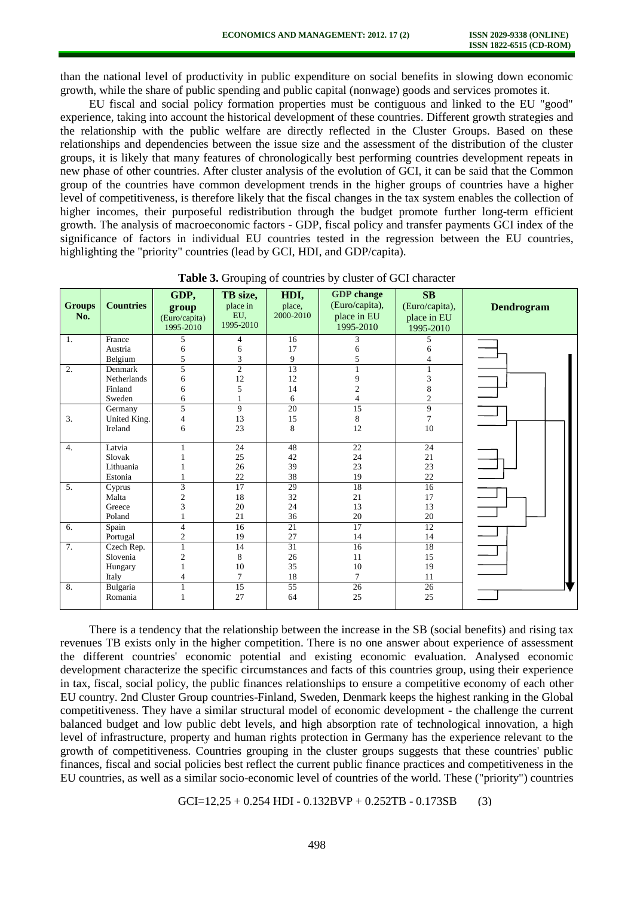than the national level of productivity in public expenditure on social benefits in slowing down economic growth, while the share of public spending and public capital (nonwage) goods and services promotes it.

EU fiscal and social policy formation properties must be contiguous and linked to the EU "good" experience, taking into account the historical development of these countries. Different growth strategies and the relationship with the public welfare are directly reflected in the Cluster Groups. Based on these relationships and dependencies between the issue size and the assessment of the distribution of the cluster groups, it is likely that many features of chronologically best performing countries development repeats in new phase of other countries. After cluster analysis of the evolution of GCI, it can be said that the Common group of the countries have common development trends in the higher groups of countries have a higher level of competitiveness, is therefore likely that the fiscal changes in the tax system enables the collection of higher incomes, their purposeful redistribution through the budget promote further long-term efficient growth. The analysis of macroeconomic factors - GDP, fiscal policy and transfer payments GCI index of the significance of factors in individual EU countries tested in the regression between the EU countries, highlighting the "priority" countries (lead by GCI, HDI, and GDP/capita).

**Table 3.** Grouping of countries by cluster of GCI character

| Groups No. | Countries | GDP, group (Euro/capita) 1995-2010 | TB size, place in EU, 1995-2010 | HDI, place, 2000-2010 | GDP change (Euro/capita), place in EU 1995-2010 | SB (Euro/capita), place in EU 1995-2010 | Dendrogram |
|---|---|---|---|---|---|---|---|
| 1. | France | 5 | 4 | 16 | 3 | 5 | |
| | Austria | 6 | 6 | 17 | 6 | 6 | |
| | Belgium | 5 | 3 | 9 | 5 | 4 | |
| 2. | Denmark | 5 | 2 | 13 | 1 | 1 | |
| | Netherlands | 6 | 12 | 12 | 9 | 3 | |
| | Finland | 6 | 5 | 14 | 2 | 8 | |
| | Sweden | 6 | 1 | 6 | 4 | 2 | |
| 3. | Germany | 5 | 9 | 20 | 15 | 9 | |
| | United King. | 4 | 13 | 15 | 8 | 7 | |
| | Ireland | 6 | 23 | 8 | 12 | 10 | |
| 4. | Latvia | 1 | 24 | 48 | 22 | 24 | |
| | Slovak | 1 | 25 | 42 | 24 | 21 | |
| | Lithuania | 1 | 26 | 39 | 23 | 23 | |
| | Estonia | 1 | 22 | 38 | 19 | 22 | |
| 5. | Cyprus | 3 | 17 | 29 | 18 | 16 | |
| | Malta | 2 | 18 | 32 | 21 | 17 | |
| | Greece | 3 | 20 | 24 | 13 | 13 | |
| | Poland | 1 | 21 | 36 | 20 | 20 | |
| 6. | Spain | 4 | 16 | 21 | 17 | 12 | |
| | Portugal | 2 | 19 | 27 | 14 | 14 | |
| 7. | Czech Rep. | 1 | 14 | 31 | 16 | 18 | |
| | Slovenia | 2 | 8 | 26 | 11 | 15 | |
| | Hungary | 1 | 10 | 35 | 10 | 19 | |
| | Italy | 4 | 7 | 18 | 7 | 11 | |
| 8. | Bulgaria | 1 | 15 | 55 | 26 | 26 | |
| | Romania | 1 | 27 | 64 | 25 | 25 | |

There is a tendency that the relationship between the increase in the SB (social benefits) and rising tax revenues TB exists only in the higher competition. There is no one answer about experience of assessment the different countries' economic potential and existing economic evaluation. Analysed economic development characterize the specific circumstances and facts of this countries group, using their experience in tax, fiscal, social policy, the public finances relationships to ensure a competitive economy of each other EU country. 2nd Cluster Group countries-Finland, Sweden, Denmark keeps the highest ranking in the Global competitiveness. They have a similar structural model of economic development - the challenge the current balanced budget and low public debt levels, and high absorption rate of technological innovation, a high level of infrastructure, property and human rights protection in Germany has the experience relevant to the growth of competitiveness. Countries grouping in the cluster groups suggests that these countries' public finances, fiscal and social policies best reflect the current public finance practices and competitiveness in the EU countries, as well as a similar socio-economic level of countries of the world. These ("priority") countries

$$GCI=12{,}25 + 0.254\,HDI - 0.132BVP + 0.252TB - 0.173SB \qquad (3)$$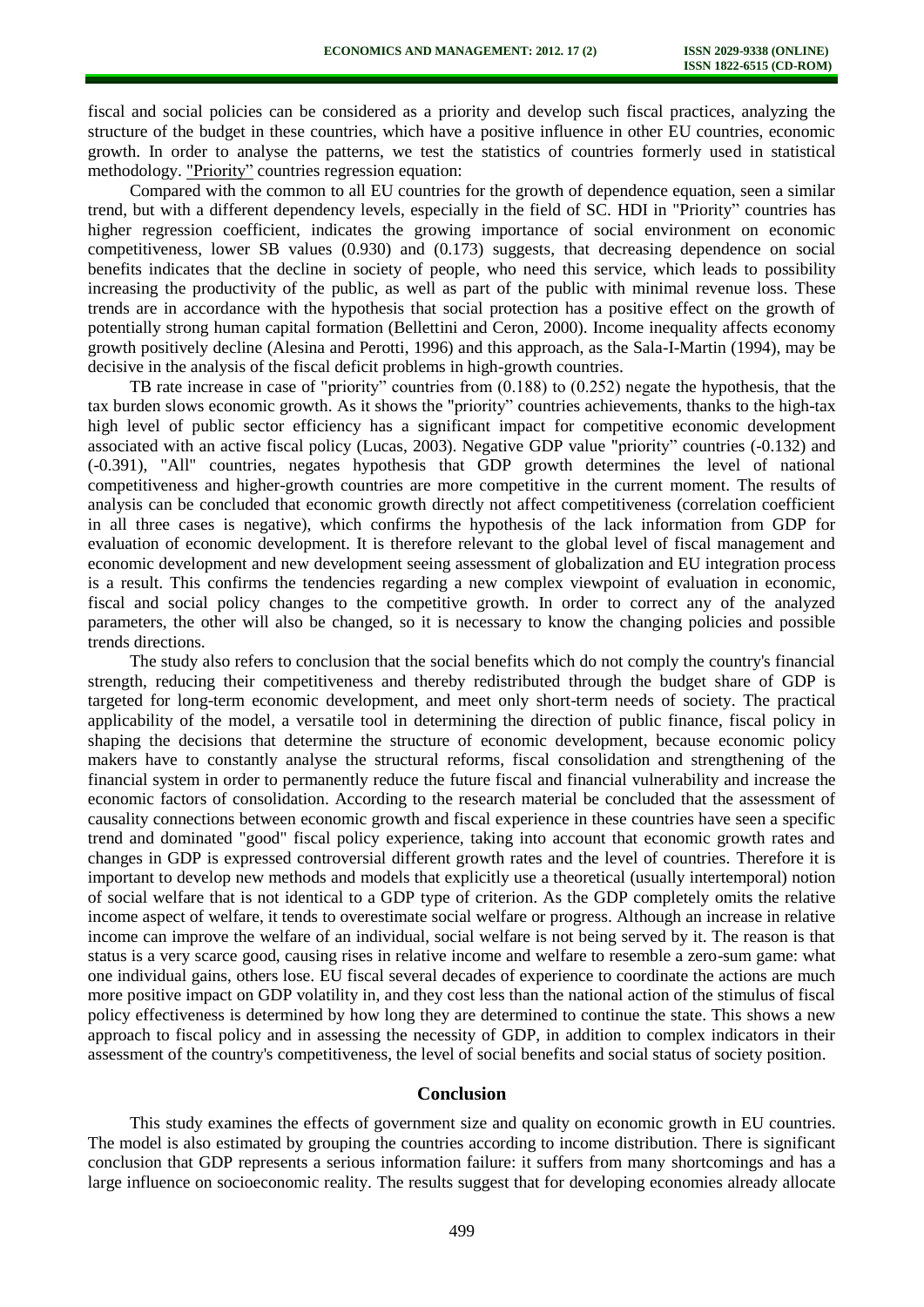fiscal and social policies can be considered as a priority and develop such fiscal practices, analyzing the structure of the budget in these countries, which have a positive influence in other EU countries, economic growth. In order to analyse the patterns, we test the statistics of countries formerly used in statistical methodology. "Priority" countries regression equation:

Compared with the common to all EU countries for the growth of dependence equation, seen a similar trend, but with a different dependency levels, especially in the field of SC. HDI in "Priority" countries has higher regression coefficient, indicates the growing importance of social environment on economic competitiveness, lower SB values (0.930) and (0.173) suggests, that decreasing dependence on social benefits indicates that the decline in society of people, who need this service, which leads to possibility increasing the productivity of the public, as well as part of the public with minimal revenue loss. These trends are in accordance with the hypothesis that social protection has a positive effect on the growth of potentially strong human capital formation (Bellettini and Ceron, 2000). Income inequality affects economy growth positively decline (Alesina and Perotti, 1996) and this approach, as the Sala-I-Martin (1994), may be decisive in the analysis of the fiscal deficit problems in high-growth countries.

TB rate increase in case of "priority" countries from (0.188) to (0.252) negate the hypothesis, that the tax burden slows economic growth. As it shows the "priority" countries achievements, thanks to the high-tax high level of public sector efficiency has a significant impact for competitive economic development associated with an active fiscal policy (Lucas, 2003). Negative GDP value "priority" countries (-0.132) and (-0.391), "All" countries, negates hypothesis that GDP growth determines the level of national competitiveness and higher-growth countries are more competitive in the current moment. The results of analysis can be concluded that economic growth directly not affect competitiveness (correlation coefficient in all three cases is negative), which confirms the hypothesis of the lack information from GDP for evaluation of economic development. It is therefore relevant to the global level of fiscal management and economic development and new development seeing assessment of globalization and EU integration process is a result. This confirms the tendencies regarding a new complex viewpoint of evaluation in economic, fiscal and social policy changes to the competitive growth. In order to correct any of the analyzed parameters, the other will also be changed, so it is necessary to know the changing policies and possible trends directions.

The study also refers to conclusion that the social benefits which do not comply the country's financial strength, reducing their competitiveness and thereby redistributed through the budget share of GDP is targeted for long-term economic development, and meet only short-term needs of society. The practical applicability of the model, a versatile tool in determining the direction of public finance, fiscal policy in shaping the decisions that determine the structure of economic development, because economic policy makers have to constantly analyse the structural reforms, fiscal consolidation and strengthening of the financial system in order to permanently reduce the future fiscal and financial vulnerability and increase the economic factors of consolidation. According to the research material be concluded that the assessment of causality connections between economic growth and fiscal experience in these countries have seen a specific trend and dominated "good" fiscal policy experience, taking into account that economic growth rates and changes in GDP is expressed controversial different growth rates and the level of countries. Therefore it is important to develop new methods and models that explicitly use a theoretical (usually intertemporal) notion of social welfare that is not identical to a GDP type of criterion. As the GDP completely omits the relative income aspect of welfare, it tends to overestimate social welfare or progress. Although an increase in relative income can improve the welfare of an individual, social welfare is not being served by it. The reason is that status is a very scarce good, causing rises in relative income and welfare to resemble a zero-sum game: what one individual gains, others lose. EU fiscal several decades of experience to coordinate the actions are much more positive impact on GDP volatility in, and they cost less than the national action of the stimulus of fiscal policy effectiveness is determined by how long they are determined to continue the state. This shows a new approach to fiscal policy and in assessing the necessity of GDP, in addition to complex indicators in their assessment of the country's competitiveness, the level of social benefits and social status of society position.

## Conclusion

This study examines the effects of government size and quality on economic growth in EU countries. The model is also estimated by grouping the countries according to income distribution. There is significant conclusion that GDP represents a serious information failure: it suffers from many shortcomings and has a large influence on socioeconomic reality. The results suggest that for developing economies already allocate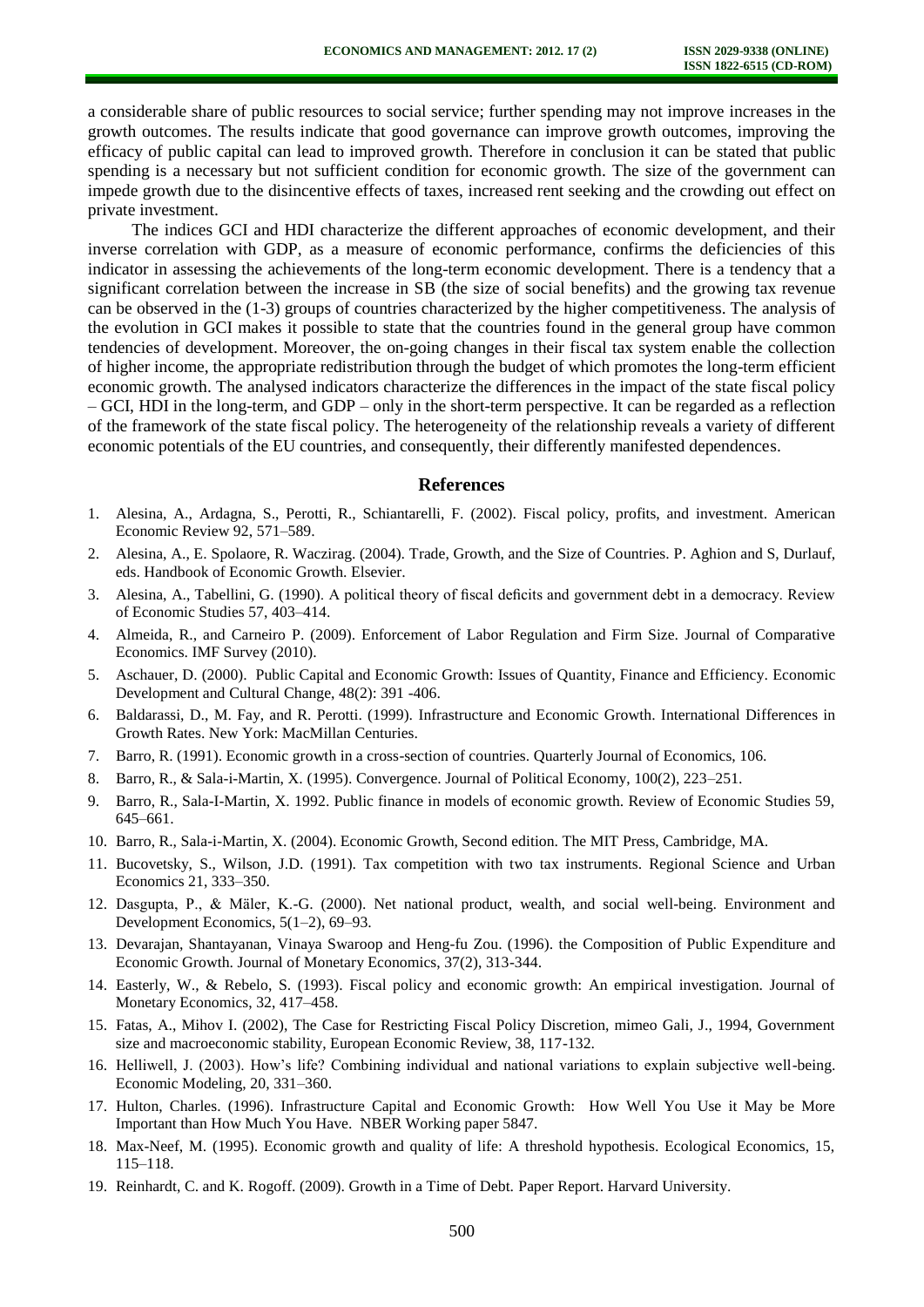a considerable share of public resources to social service; further spending may not improve increases in the growth outcomes. The results indicate that good governance can improve growth outcomes, improving the efficacy of public capital can lead to improved growth. Therefore in conclusion it can be stated that public spending is a necessary but not sufficient condition for economic growth. The size of the government can impede growth due to the disincentive effects of taxes, increased rent seeking and the crowding out effect on private investment.

The indices GCI and HDI characterize the different approaches of economic development, and their inverse correlation with GDP, as a measure of economic performance, confirms the deficiencies of this indicator in assessing the achievements of the long-term economic development. There is a tendency that a significant correlation between the increase in SB (the size of social benefits) and the growing tax revenue can be observed in the (1-3) groups of countries characterized by the higher competitiveness. The analysis of the evolution in GCI makes it possible to state that the countries found in the general group have common tendencies of development. Moreover, the on-going changes in their fiscal tax system enable the collection of higher income, the appropriate redistribution through the budget of which promotes the long-term efficient economic growth. The analysed indicators characterize the differences in the impact of the state fiscal policy – GCI, HDI in the long-term, and GDP – only in the short-term perspective. It can be regarded as a reflection of the framework of the state fiscal policy. The heterogeneity of the relationship reveals a variety of different economic potentials of the EU countries, and consequently, their differently manifested dependences.

## References

1. Alesina, A., Ardagna, S., Perotti, R., Schiantarelli, F. (2002). Fiscal policy, profits, and investment. American Economic Review 92, 571–589.
2. Alesina, A., E. Spolaore, R. Waczirag. (2004). Trade, Growth, and the Size of Countries. P. Aghion and S, Durlauf, eds. Handbook of Economic Growth. Elsevier.
3. Alesina, A., Tabellini, G. (1990). A political theory of fiscal deficits and government debt in a democracy. Review of Economic Studies 57, 403–414.
4. Almeida, R., and Carneiro P. (2009). Enforcement of Labor Regulation and Firm Size. Journal of Comparative Economics. IMF Survey (2010).
5. Aschauer, D. (2000). Public Capital and Economic Growth: Issues of Quantity, Finance and Efficiency. Economic Development and Cultural Change, 48(2): 391 -406.
6. Baldarassi, D., M. Fay, and R. Perotti. (1999). Infrastructure and Economic Growth. International Differences in Growth Rates. New York: MacMillan Centuries.
7. Barro, R. (1991). Economic growth in a cross-section of countries. Quarterly Journal of Economics, 106.
8. Barro, R., & Sala-i-Martin, X. (1995). Convergence. Journal of Political Economy, 100(2), 223–251.
9. Barro, R., Sala-I-Martin, X. 1992. Public finance in models of economic growth. Review of Economic Studies 59, 645–661.
10. Barro, R., Sala-i-Martin, X. (2004). Economic Growth, Second edition. The MIT Press, Cambridge, MA.
11. Bucovetsky, S., Wilson, J.D. (1991). Tax competition with two tax instruments. Regional Science and Urban Economics 21, 333–350.
12. Dasgupta, P., & Mäler, K.-G. (2000). Net national product, wealth, and social well-being. Environment and Development Economics, 5(1–2), 69–93.
13. Devarajan, Shantayanan, Vinaya Swaroop and Heng-fu Zou. (1996). the Composition of Public Expenditure and Economic Growth. Journal of Monetary Economics, 37(2), 313-344.
14. Easterly, W., & Rebelo, S. (1993). Fiscal policy and economic growth: An empirical investigation. Journal of Monetary Economics, 32, 417–458.
15. Fatas, A., Mihov I. (2002), The Case for Restricting Fiscal Policy Discretion, mimeo Gali, J., 1994, Government size and macroeconomic stability, European Economic Review, 38, 117-132.
16. Helliwell, J. (2003). How's life? Combining individual and national variations to explain subjective well-being. Economic Modeling, 20, 331–360.
17. Hulton, Charles. (1996). Infrastructure Capital and Economic Growth: How Well You Use it May be More Important than How Much You Have. NBER Working paper 5847.
18. Max-Neef, M. (1995). Economic growth and quality of life: A threshold hypothesis. Ecological Economics, 15, 115–118.
19. Reinhardt, C. and K. Rogoff. (2009). Growth in a Time of Debt. Paper Report. Harvard University.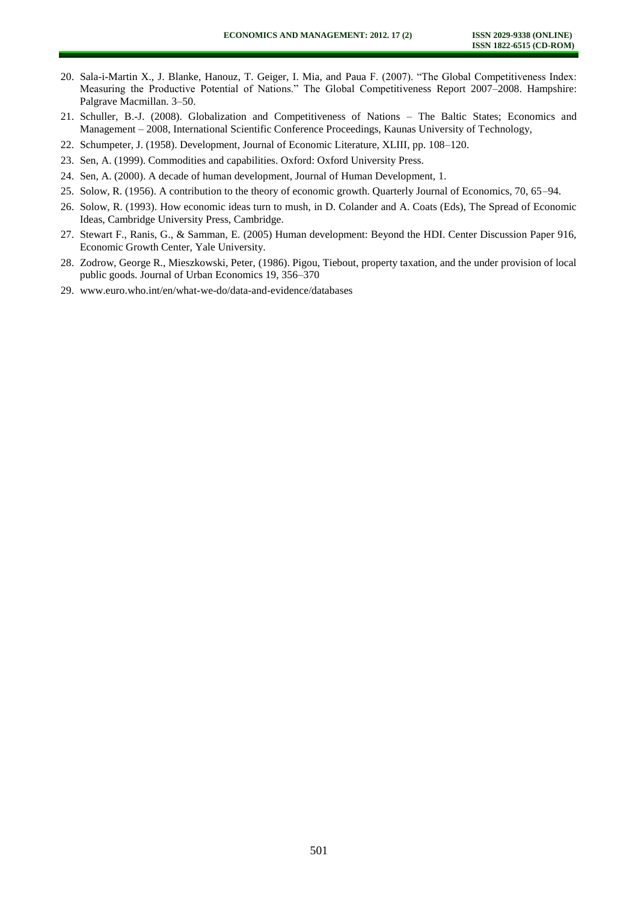20. Sala-i-Martin X., J. Blanke, Hanouz, T. Geiger, I. Mia, and Paua F. (2007). "The Global Competitiveness Index: Measuring the Productive Potential of Nations." The Global Competitiveness Report 2007–2008. Hampshire: Palgrave Macmillan. 3–50.
21. Schuller, B.-J. (2008). Globalization and Competitiveness of Nations – The Baltic States; Economics and Management – 2008, International Scientific Conference Proceedings, Kaunas University of Technology,
22. Schumpeter, J. (1958). Development, Journal of Economic Literature, XLIII, pp. 108–120.
23. Sen, A. (1999). Commodities and capabilities. Oxford: Oxford University Press.
24. Sen, A. (2000). A decade of human development, Journal of Human Development, 1.
25. Solow, R. (1956). A contribution to the theory of economic growth. Quarterly Journal of Economics, 70, 65–94.
26. Solow, R. (1993). How economic ideas turn to mush, in D. Colander and A. Coats (Eds), The Spread of Economic Ideas, Cambridge University Press, Cambridge.
27. Stewart F., Ranis, G., & Samman, E. (2005) Human development: Beyond the HDI. Center Discussion Paper 916, Economic Growth Center, Yale University.
28. Zodrow, George R., Mieszkowski, Peter, (1986). Pigou, Tiebout, property taxation, and the under provision of local public goods. Journal of Urban Economics 19, 356–370
29. www.euro.who.int/en/what-we-do/data-and-evidence/databases